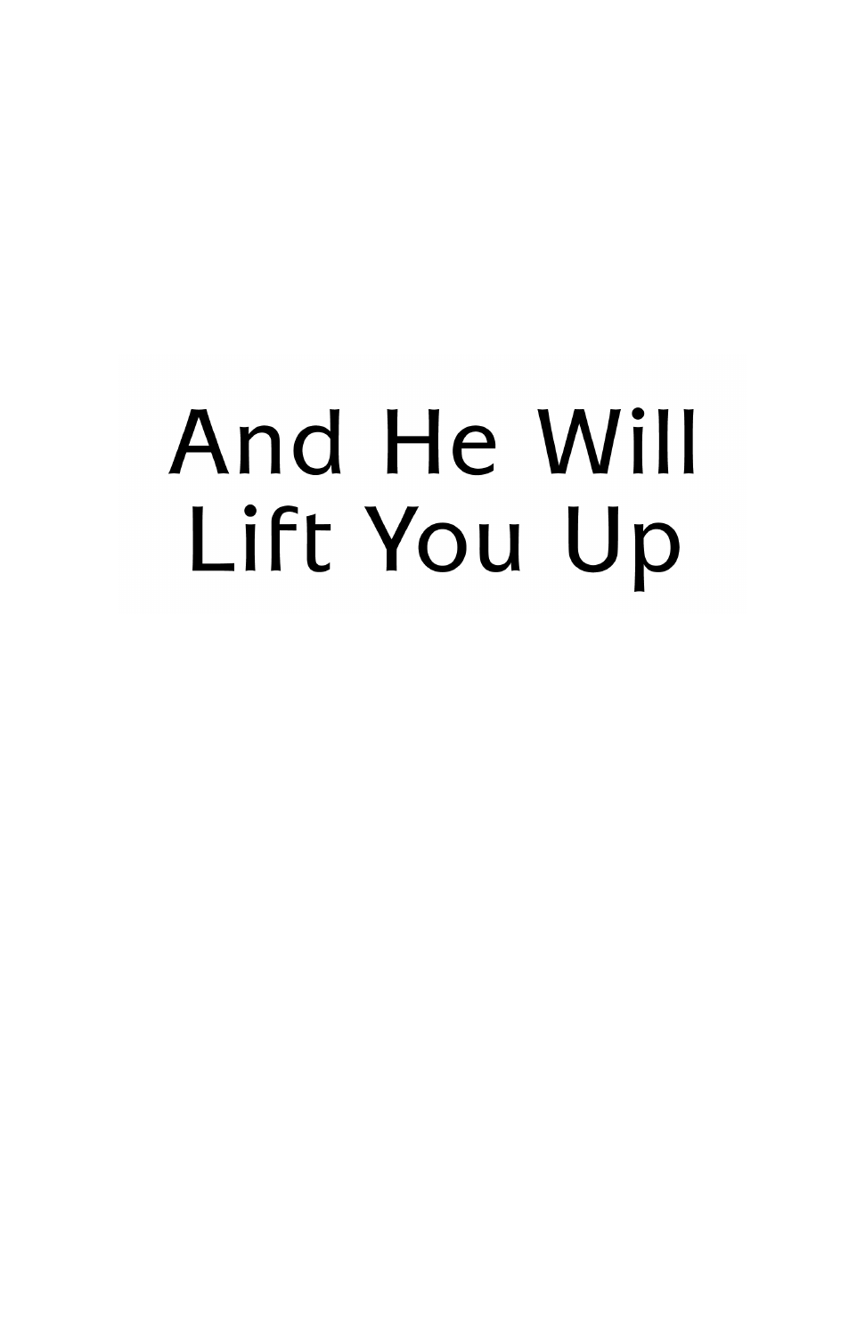# And He Will Lift You Up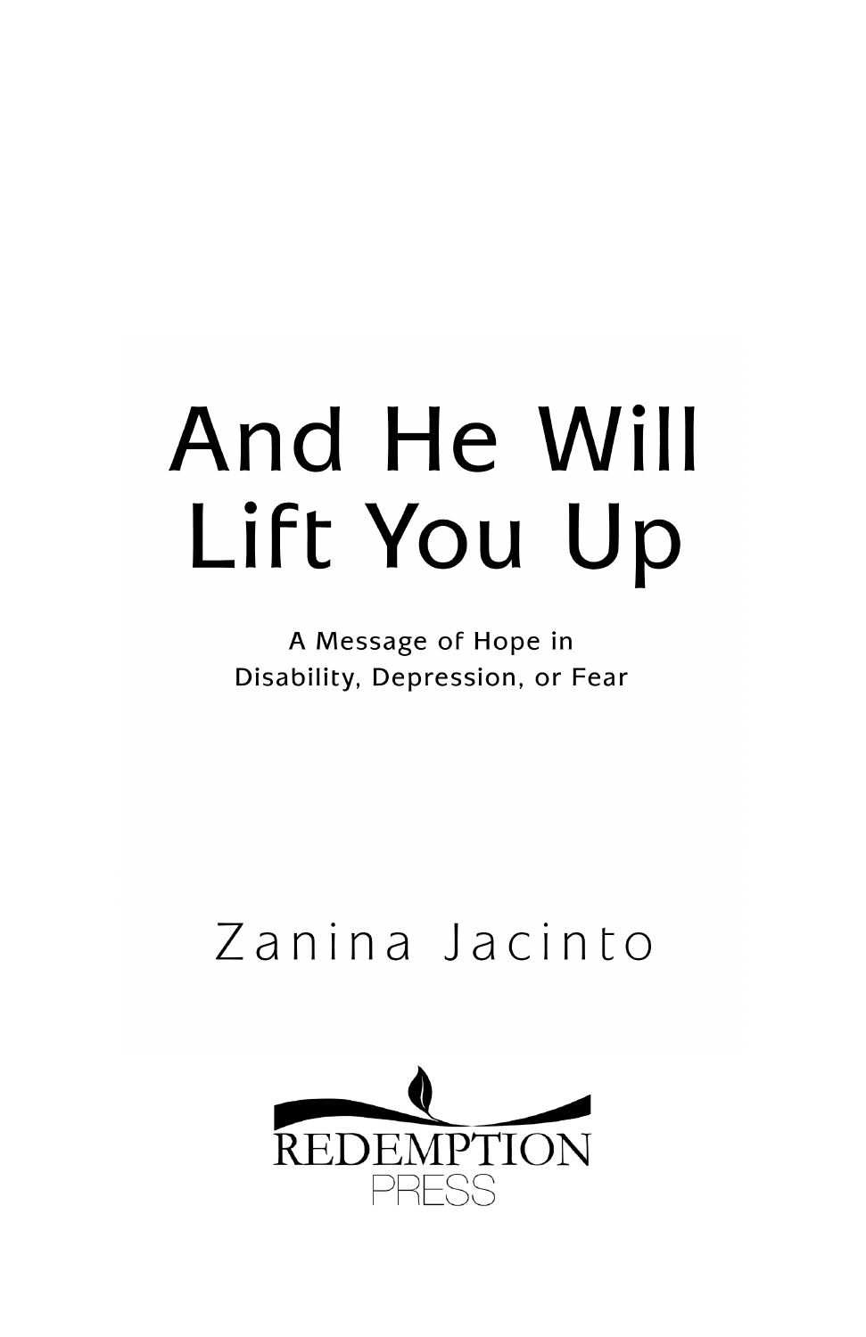# And He Will Lift You Up

A Message of Hope in Disability, Depression, or Fear

Zanina Jacinto

REDEMPTION PRESS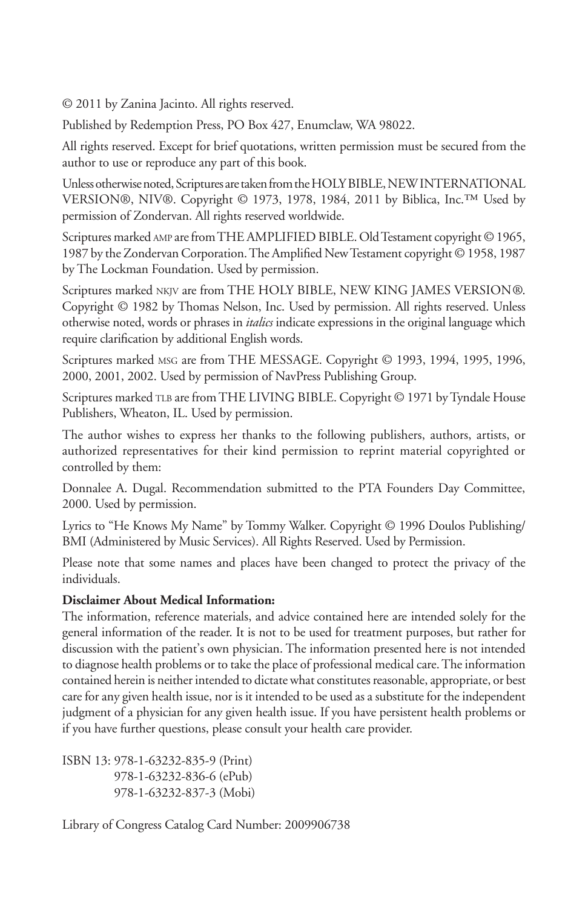© 2011 by Zanina Jacinto. All rights reserved.

Published by Redemption Press, PO Box 427, Enumclaw, WA 98022.

All rights reserved. Except for brief quotations, written permission must be secured from the author to use or reproduce any part of this book.

Unless otherwise noted, Scriptures are taken from the HOLY BIBLE, NEW INTERNATIONAL VERSION®, NIV®. Copyright © 1973, 1978, 1984, 2011 by Biblica, Inc.™ Used by permission of Zondervan. All rights reserved worldwide.

Scriptures marked AMP are from THE AMPLIFIED BIBLE. Old Testament copyright © 1965, 1987 by the Zondervan Corporation. The Amplified New Testament copyright © 1958, 1987 by The Lockman Foundation. Used by permission.

Scriptures marked NKJV are from THE HOLY BIBLE, NEW KING JAMES VERSION®. Copyright © 1982 by Thomas Nelson, Inc. Used by permission. All rights reserved. Unless otherwise noted, words or phrases in *italics* indicate expressions in the original language which require clarification by additional English words.

Scriptures marked MSG are from THE MESSAGE. Copyright © 1993, 1994, 1995, 1996, 2000, 2001, 2002. Used by permission of NavPress Publishing Group.

Scriptures marked TLB are from THE LIVING BIBLE. Copyright © 1971 by Tyndale House Publishers, Wheaton, IL. Used by permission.

The author wishes to express her thanks to the following publishers, authors, artists, or authorized representatives for their kind permission to reprint material copyrighted or controlled by them:

Donnalee A. Dugal. Recommendation submitted to the PTA Founders Day Committee, 2000. Used by permission.

Lyrics to "He Knows My Name" by Tommy Walker. Copyright © 1996 Doulos Publishing/BMI (Administered by Music Services). All Rights Reserved. Used by Permission.

Please note that some names and places have been changed to protect the privacy of the individuals.

**Disclaimer About Medical Information:**
The information, reference materials, and advice contained here are intended solely for the general information of the reader. It is not to be used for treatment purposes, but rather for discussion with the patient's own physician. The information presented here is not intended to diagnose health problems or to take the place of professional medical care. The information contained herein is neither intended to dictate what constitutes reasonable, appropriate, or best care for any given health issue, nor is it intended to be used as a substitute for the independent judgment of a physician for any given health issue. If you have persistent health problems or if you have further questions, please consult your health care provider.

ISBN 13: 978-1-63232-835-9 (Print)
978-1-63232-836-6 (ePub)
978-1-63232-837-3 (Mobi)

Library of Congress Catalog Card Number: 2009906738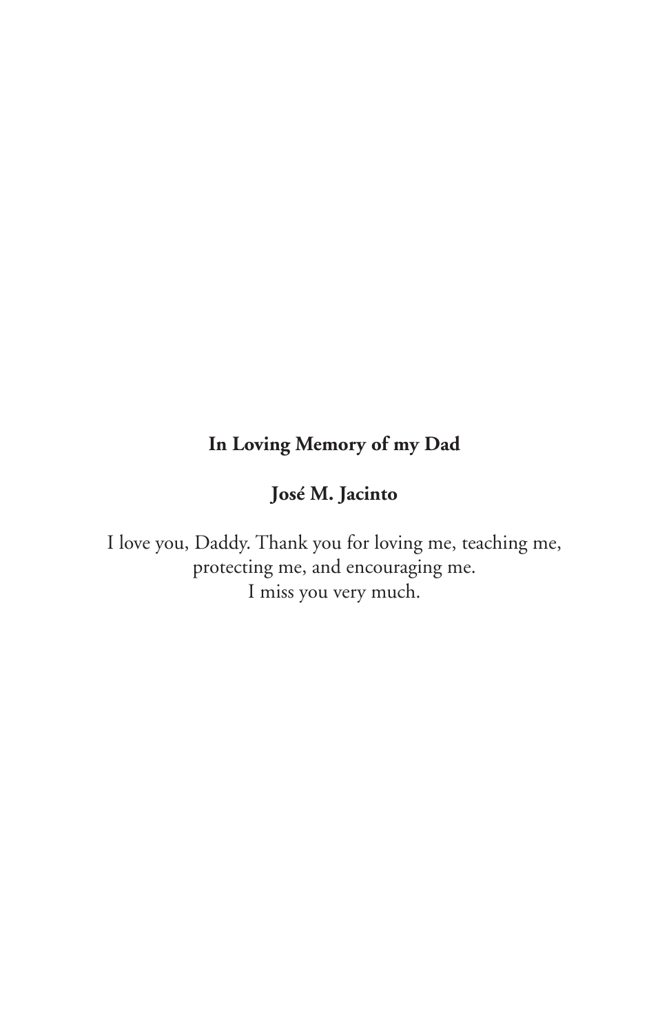**In Loving Memory of my Dad**

**José M. Jacinto**

I love you, Daddy. Thank you for loving me, teaching me, protecting me, and encouraging me.
I miss you very much.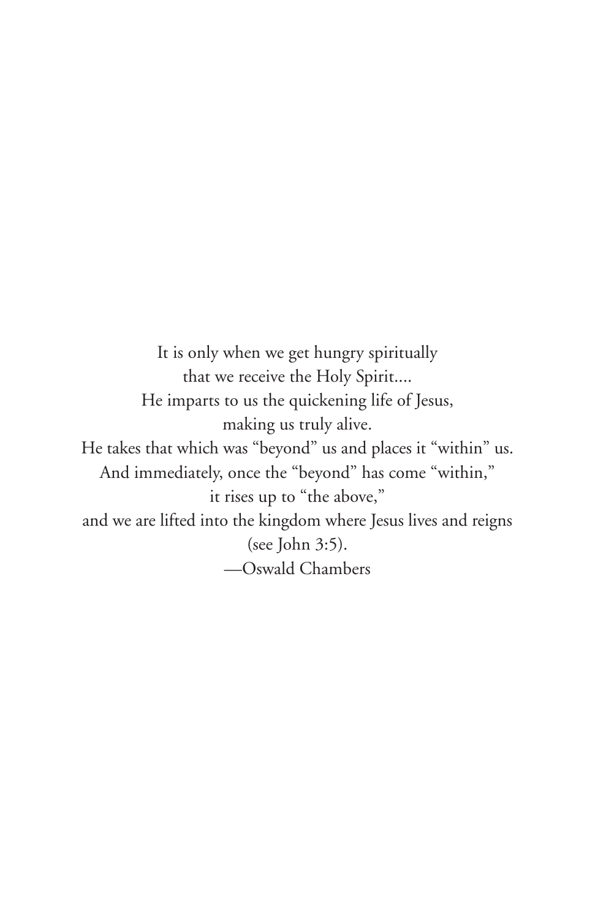It is only when we get hungry spiritually
that we receive the Holy Spirit....
He imparts to us the quickening life of Jesus,
making us truly alive.
He takes that which was "beyond" us and places it "within" us.
And immediately, once the "beyond" has come "within,"
it rises up to "the above,"
and we are lifted into the kingdom where Jesus lives and reigns
(see John 3:5).
—Oswald Chambers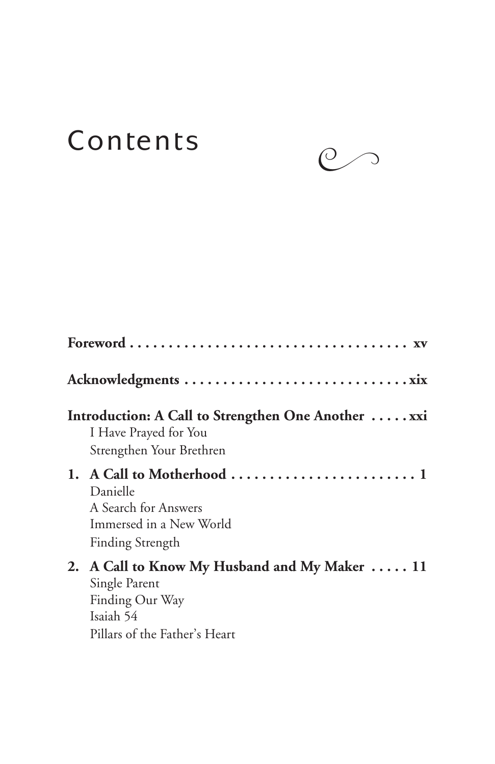# Contents

**Foreword . . . . . . . . . . . . . . . . . . . . . . . . . . . . . . . . . . . . xv**

**Acknowledgments . . . . . . . . . . . . . . . . . . . . . . . . . . . . . xix**

**Introduction: A Call to Strengthen One Another . . . . . xxi**

- I Have Prayed for You
- Strengthen Your Brethren

**1. A Call to Motherhood . . . . . . . . . . . . . . . . . . . . . . . . 1**

- Danielle
- A Search for Answers
- Immersed in a New World
- Finding Strength

**2. A Call to Know My Husband and My Maker . . . . . 11**

- Single Parent
- Finding Our Way
- Isaiah 54
- Pillars of the Father's Heart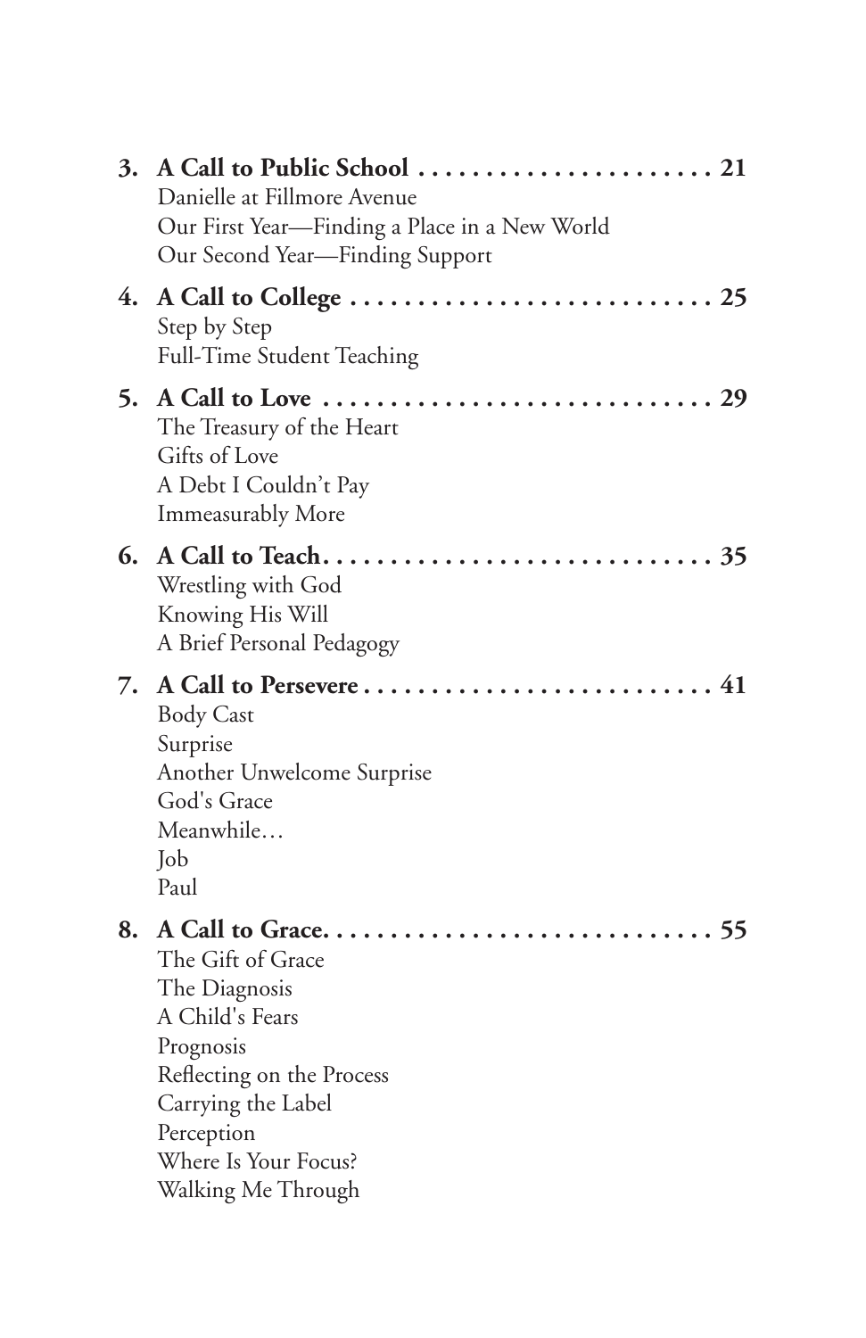**3. A Call to Public School . . . . . . . . . . . . . . . . . . . . . . 21**
Danielle at Fillmore Avenue
Our First Year—Finding a Place in a New World
Our Second Year—Finding Support

**4. A Call to College . . . . . . . . . . . . . . . . . . . . . . . . . . . 25**
Step by Step
Full-Time Student Teaching

**5. A Call to Love . . . . . . . . . . . . . . . . . . . . . . . . . . . . . 29**
The Treasury of the Heart
Gifts of Love
A Debt I Couldn't Pay
Immeasurably More

**6. A Call to Teach. . . . . . . . . . . . . . . . . . . . . . . . . . . . . 35**
Wrestling with God
Knowing His Will
A Brief Personal Pedagogy

**7. A Call to Persevere . . . . . . . . . . . . . . . . . . . . . . . . . . 41**
Body Cast
Surprise
Another Unwelcome Surprise
God's Grace
Meanwhile…
Job
Paul

**8. A Call to Grace. . . . . . . . . . . . . . . . . . . . . . . . . . . . . 55**
The Gift of Grace
The Diagnosis
A Child's Fears
Prognosis
Reflecting on the Process
Carrying the Label
Perception
Where Is Your Focus?
Walking Me Through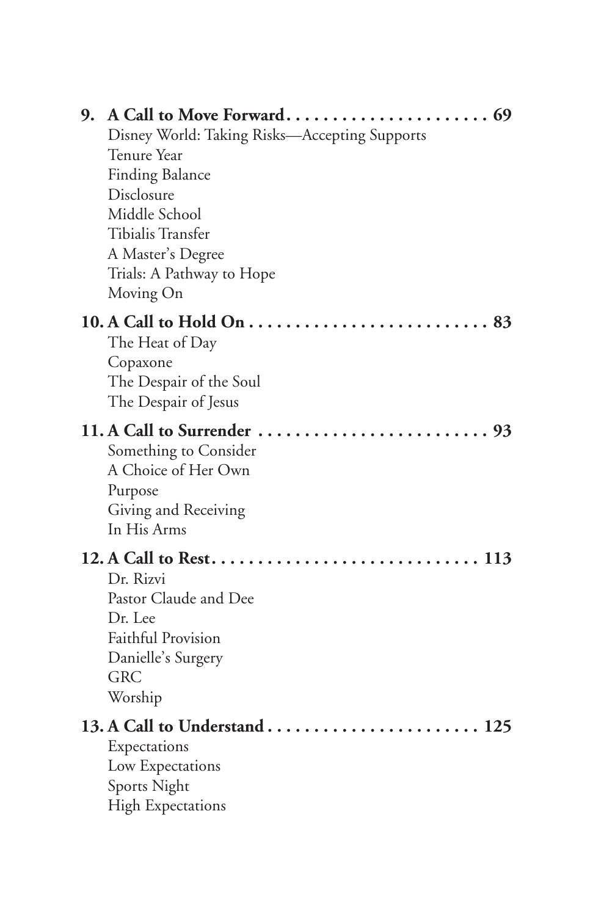**9. A Call to Move Forward . . . . . . . . . . . . . . . . . . . . . . 69**

Disney World: Taking Risks—Accepting Supports
Tenure Year
Finding Balance
Disclosure
Middle School
Tibialis Transfer
A Master's Degree
Trials: A Pathway to Hope
Moving On

**10. A Call to Hold On . . . . . . . . . . . . . . . . . . . . . . . . . . 83**

The Heat of Day
Copaxone
The Despair of the Soul
The Despair of Jesus

**11. A Call to Surrender . . . . . . . . . . . . . . . . . . . . . . . . . 93**

Something to Consider
A Choice of Her Own
Purpose
Giving and Receiving
In His Arms

**12. A Call to Rest . . . . . . . . . . . . . . . . . . . . . . . . . . . . . 113**

Dr. Rizvi
Pastor Claude and Dee
Dr. Lee
Faithful Provision
Danielle's Surgery
GRC
Worship

**13. A Call to Understand . . . . . . . . . . . . . . . . . . . . . . . 125**

Expectations
Low Expectations
Sports Night
High Expectations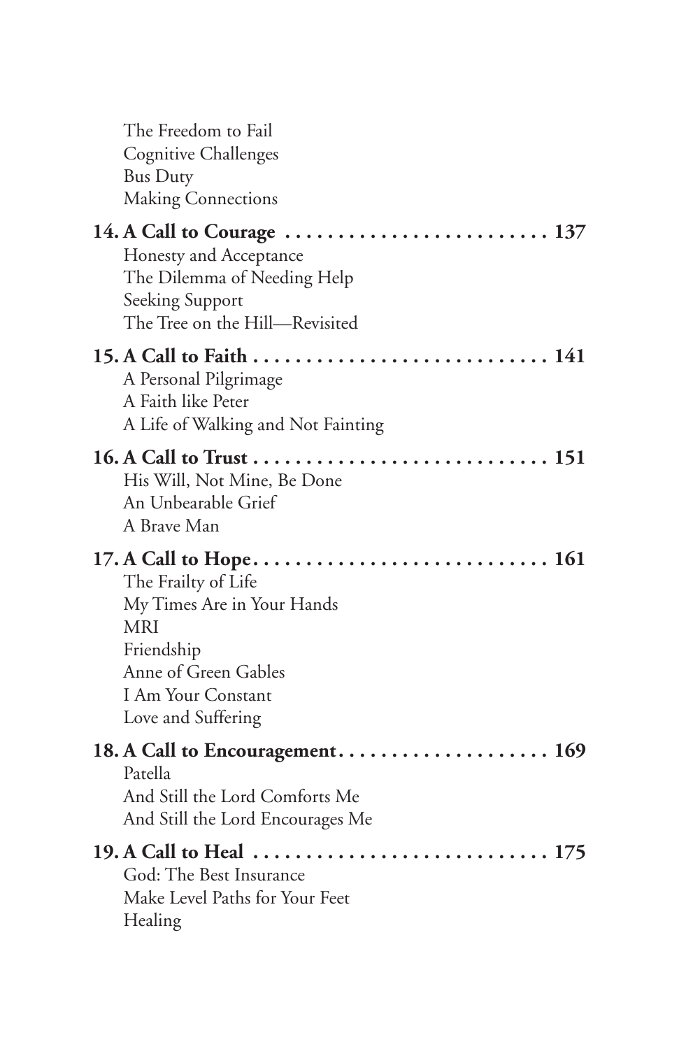The Freedom to Fail
Cognitive Challenges
Bus Duty
Making Connections

**14. A Call to Courage . . . . . . . . . . . . . . . . . . . . . . . . . 137**
Honesty and Acceptance
The Dilemma of Needing Help
Seeking Support
The Tree on the Hill—Revisited

**15. A Call to Faith . . . . . . . . . . . . . . . . . . . . . . . . . . . . 141**
A Personal Pilgrimage
A Faith like Peter
A Life of Walking and Not Fainting

**16. A Call to Trust . . . . . . . . . . . . . . . . . . . . . . . . . . . . 151**
His Will, Not Mine, Be Done
An Unbearable Grief
A Brave Man

**17. A Call to Hope. . . . . . . . . . . . . . . . . . . . . . . . . . . . 161**
The Frailty of Life
My Times Are in Your Hands
MRI
Friendship
Anne of Green Gables
I Am Your Constant
Love and Suffering

**18. A Call to Encouragement. . . . . . . . . . . . . . . . . . . . 169**
Patella
And Still the Lord Comforts Me
And Still the Lord Encourages Me

**19. A Call to Heal . . . . . . . . . . . . . . . . . . . . . . . . . . . . 175**
God: The Best Insurance
Make Level Paths for Your Feet
Healing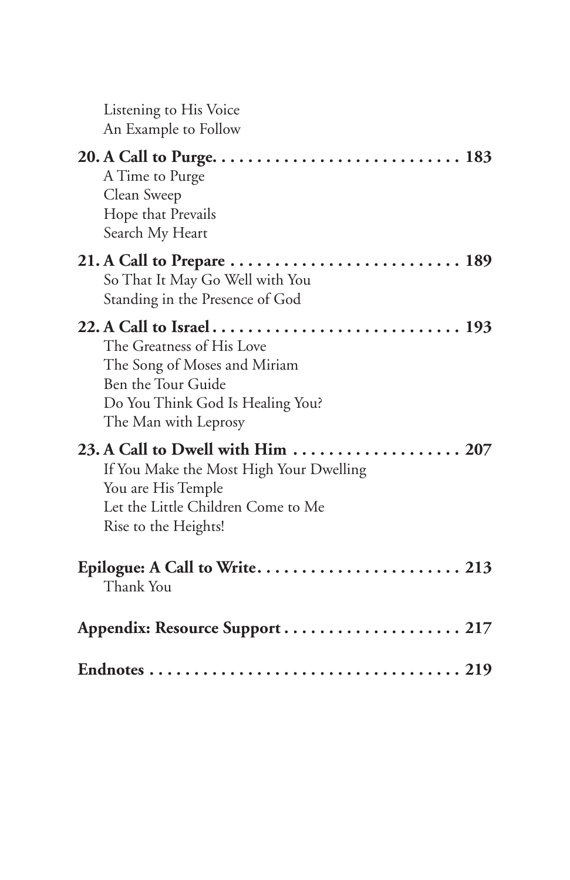Listening to His Voice
An Example to Follow

**20. A Call to Purge. . . . . . . . . . . . . . . . . . . . . . . . . . . . 183**
A Time to Purge
Clean Sweep
Hope that Prevails
Search My Heart

**21. A Call to Prepare . . . . . . . . . . . . . . . . . . . . . . . . . . 189**
So That It May Go Well with You
Standing in the Presence of God

**22. A Call to Israel . . . . . . . . . . . . . . . . . . . . . . . . . . . . 193**
The Greatness of His Love
The Song of Moses and Miriam
Ben the Tour Guide
Do You Think God Is Healing You?
The Man with Leprosy

**23. A Call to Dwell with Him . . . . . . . . . . . . . . . . . . . 207**
If You Make the Most High Your Dwelling
You are His Temple
Let the Little Children Come to Me
Rise to the Heights!

**Epilogue: A Call to Write. . . . . . . . . . . . . . . . . . . . . . . 213**
Thank You

**Appendix: Resource Support . . . . . . . . . . . . . . . . . . . . 217**

**Endnotes . . . . . . . . . . . . . . . . . . . . . . . . . . . . . . . . . . . 219**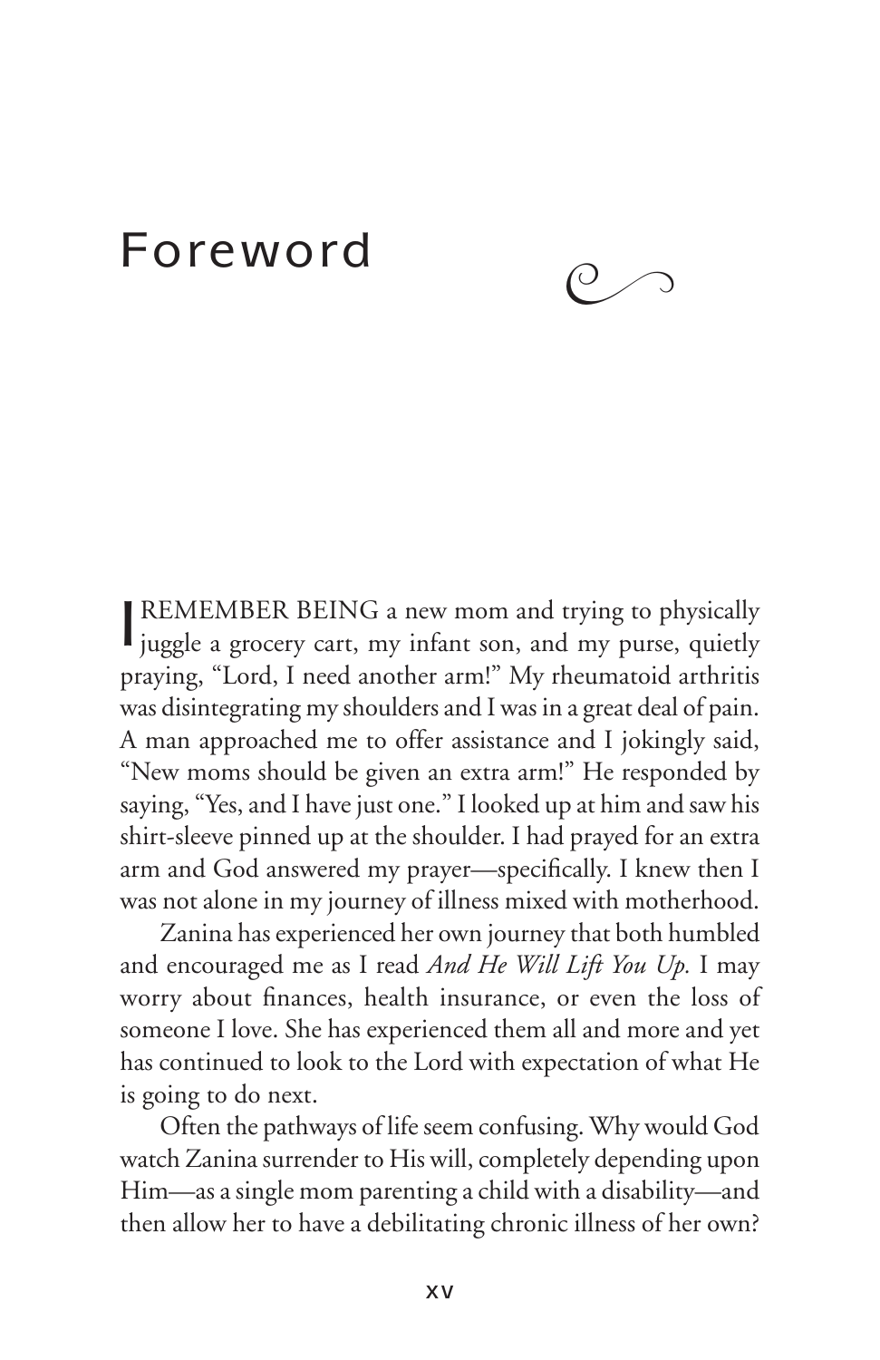# Foreword

I REMEMBER BEING a new mom and trying to physically juggle a grocery cart, my infant son, and my purse, quietly praying, "Lord, I need another arm!" My rheumatoid arthritis was disintegrating my shoulders and I was in a great deal of pain. A man approached me to offer assistance and I jokingly said, "New moms should be given an extra arm!" He responded by saying, "Yes, and I have just one." I looked up at him and saw his shirt-sleeve pinned up at the shoulder. I had prayed for an extra arm and God answered my prayer—specifically. I knew then I was not alone in my journey of illness mixed with motherhood.

Zanina has experienced her own journey that both humbled and encouraged me as I read *And He Will Lift You Up.* I may worry about finances, health insurance, or even the loss of someone I love. She has experienced them all and more and yet has continued to look to the Lord with expectation of what He is going to do next.

Often the pathways of life seem confusing. Why would God watch Zanina surrender to His will, completely depending upon Him—as a single mom parenting a child with a disability—and then allow her to have a debilitating chronic illness of her own?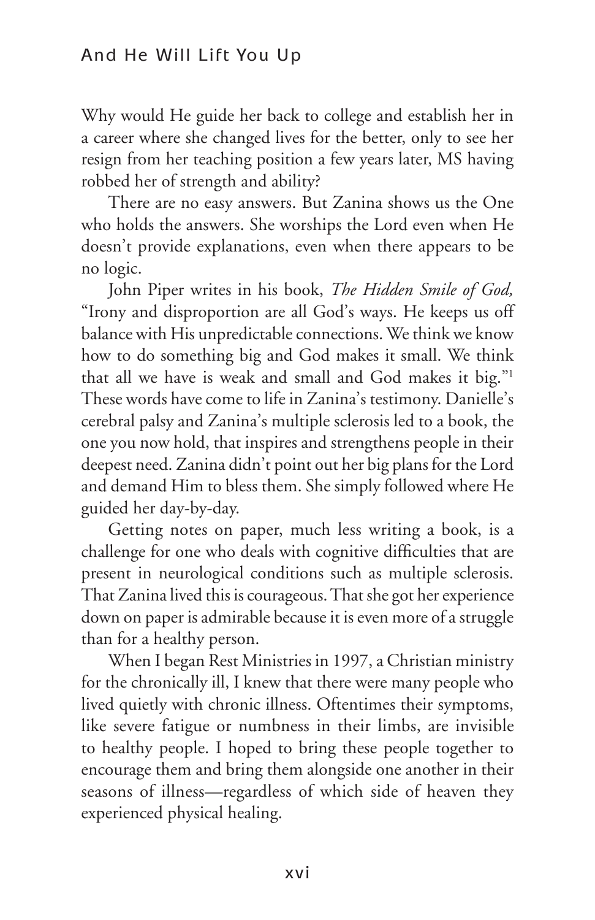Why would He guide her back to college and establish her in a career where she changed lives for the better, only to see her resign from her teaching position a few years later, MS having robbed her of strength and ability?

There are no easy answers. But Zanina shows us the One who holds the answers. She worships the Lord even when He doesn't provide explanations, even when there appears to be no logic.

John Piper writes in his book, *The Hidden Smile of God,* "Irony and disproportion are all God's ways. He keeps us off balance with His unpredictable connections. We think we know how to do something big and God makes it small. We think that all we have is weak and small and God makes it big."[1] These words have come to life in Zanina's testimony. Danielle's cerebral palsy and Zanina's multiple sclerosis led to a book, the one you now hold, that inspires and strengthens people in their deepest need. Zanina didn't point out her big plans for the Lord and demand Him to bless them. She simply followed where He guided her day-by-day.

Getting notes on paper, much less writing a book, is a challenge for one who deals with cognitive difficulties that are present in neurological conditions such as multiple sclerosis. That Zanina lived this is courageous. That she got her experience down on paper is admirable because it is even more of a struggle than for a healthy person.

When I began Rest Ministries in 1997, a Christian ministry for the chronically ill, I knew that there were many people who lived quietly with chronic illness. Oftentimes their symptoms, like severe fatigue or numbness in their limbs, are invisible to healthy people. I hoped to bring these people together to encourage them and bring them alongside one another in their seasons of illness—regardless of which side of heaven they experienced physical healing.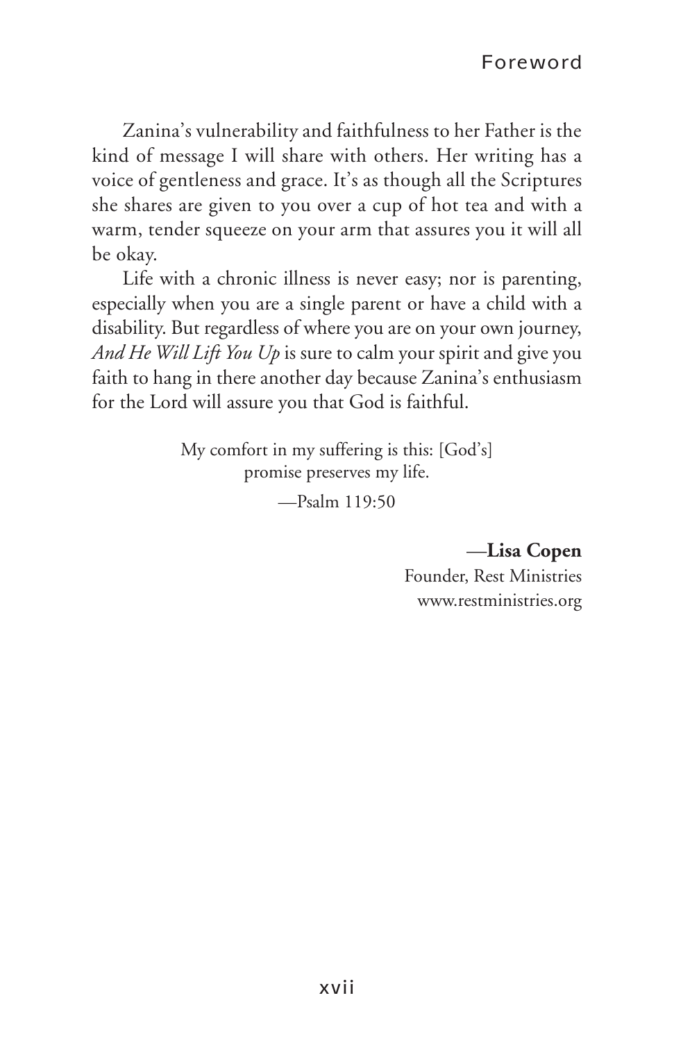Zanina's vulnerability and faithfulness to her Father is the kind of message I will share with others. Her writing has a voice of gentleness and grace. It's as though all the Scriptures she shares are given to you over a cup of hot tea and with a warm, tender squeeze on your arm that assures you it will all be okay.

Life with a chronic illness is never easy; nor is parenting, especially when you are a single parent or have a child with a disability. But regardless of where you are on your own journey, *And He Will Lift You Up* is sure to calm your spirit and give you faith to hang in there another day because Zanina's enthusiasm for the Lord will assure you that God is faithful.

> My comfort in my suffering is this: [God's] promise preserves my life.
>
> —Psalm 119:50

—**Lisa Copen**
Founder, Rest Ministries
www.restministries.org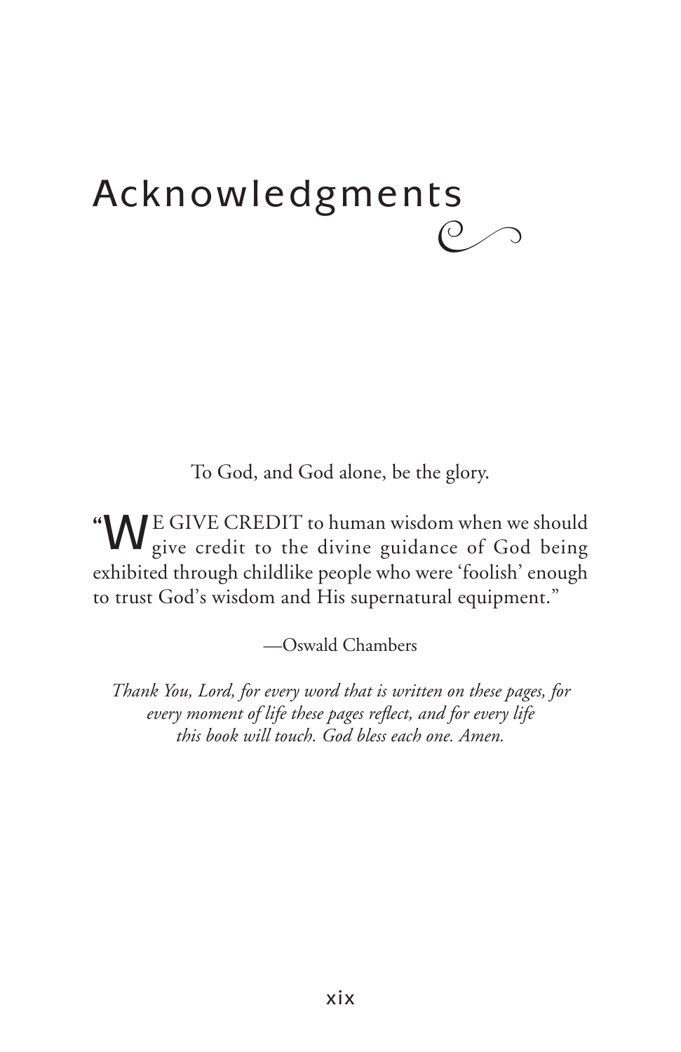# Acknowledgments

To God, and God alone, be the glory.

"WE GIVE CREDIT to human wisdom when we should give credit to the divine guidance of God being exhibited through childlike people who were 'foolish' enough to trust God's wisdom and His supernatural equipment."

—Oswald Chambers

*Thank You, Lord, for every word that is written on these pages, for every moment of life these pages reflect, and for every life this book will touch. God bless each one. Amen.*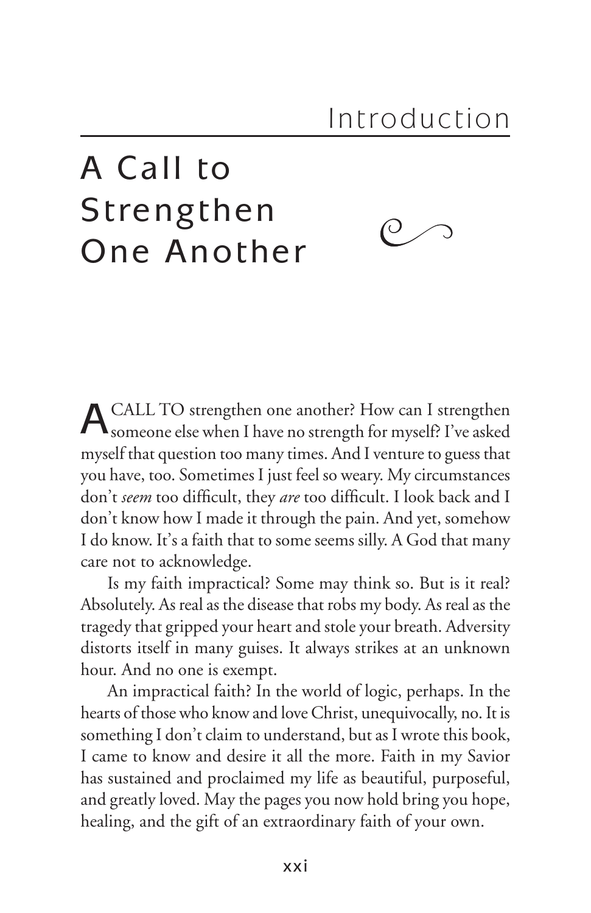# Introduction

## A Call to Strengthen One Another

A CALL TO strengthen one another? How can I strengthen someone else when I have no strength for myself? I've asked myself that question too many times. And I venture to guess that you have, too. Sometimes I just feel so weary. My circumstances don't *seem* too difficult, they *are* too difficult. I look back and I don't know how I made it through the pain. And yet, somehow I do know. It's a faith that to some seems silly. A God that many care not to acknowledge.

Is my faith impractical? Some may think so. But is it real? Absolutely. As real as the disease that robs my body. As real as the tragedy that gripped your heart and stole your breath. Adversity distorts itself in many guises. It always strikes at an unknown hour. And no one is exempt.

An impractical faith? In the world of logic, perhaps. In the hearts of those who know and love Christ, unequivocally, no. It is something I don't claim to understand, but as I wrote this book, I came to know and desire it all the more. Faith in my Savior has sustained and proclaimed my life as beautiful, purposeful, and greatly loved. May the pages you now hold bring you hope, healing, and the gift of an extraordinary faith of your own.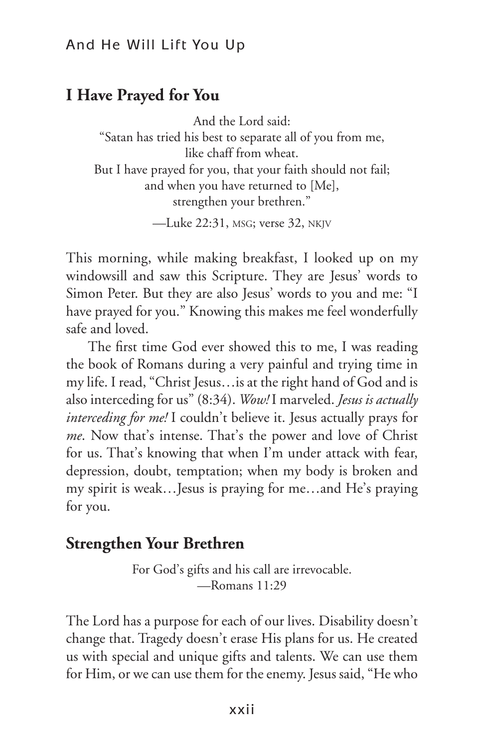## I Have Prayed for You

And the Lord said:
"Satan has tried his best to separate all of you from me,
like chaff from wheat.
But I have prayed for you, that your faith should not fail;
and when you have returned to [Me],
strengthen your brethren."

—Luke 22:31, MSG; verse 32, NKJV

This morning, while making breakfast, I looked up on my windowsill and saw this Scripture. They are Jesus' words to Simon Peter. But they are also Jesus' words to you and me: "I have prayed for you." Knowing this makes me feel wonderfully safe and loved.

The first time God ever showed this to me, I was reading the book of Romans during a very painful and trying time in my life. I read, "Christ Jesus…is at the right hand of God and is also interceding for us" (8:34). *Wow!* I marveled. *Jesus is actually interceding for me!* I couldn't believe it. Jesus actually prays for *me*. Now that's intense. That's the power and love of Christ for us. That's knowing that when I'm under attack with fear, depression, doubt, temptation; when my body is broken and my spirit is weak…Jesus is praying for me…and He's praying for you.

## Strengthen Your Brethren

For God's gifts and his call are irrevocable.
—Romans 11:29

The Lord has a purpose for each of our lives. Disability doesn't change that. Tragedy doesn't erase His plans for us. He created us with special and unique gifts and talents. We can use them for Him, or we can use them for the enemy. Jesus said, "He who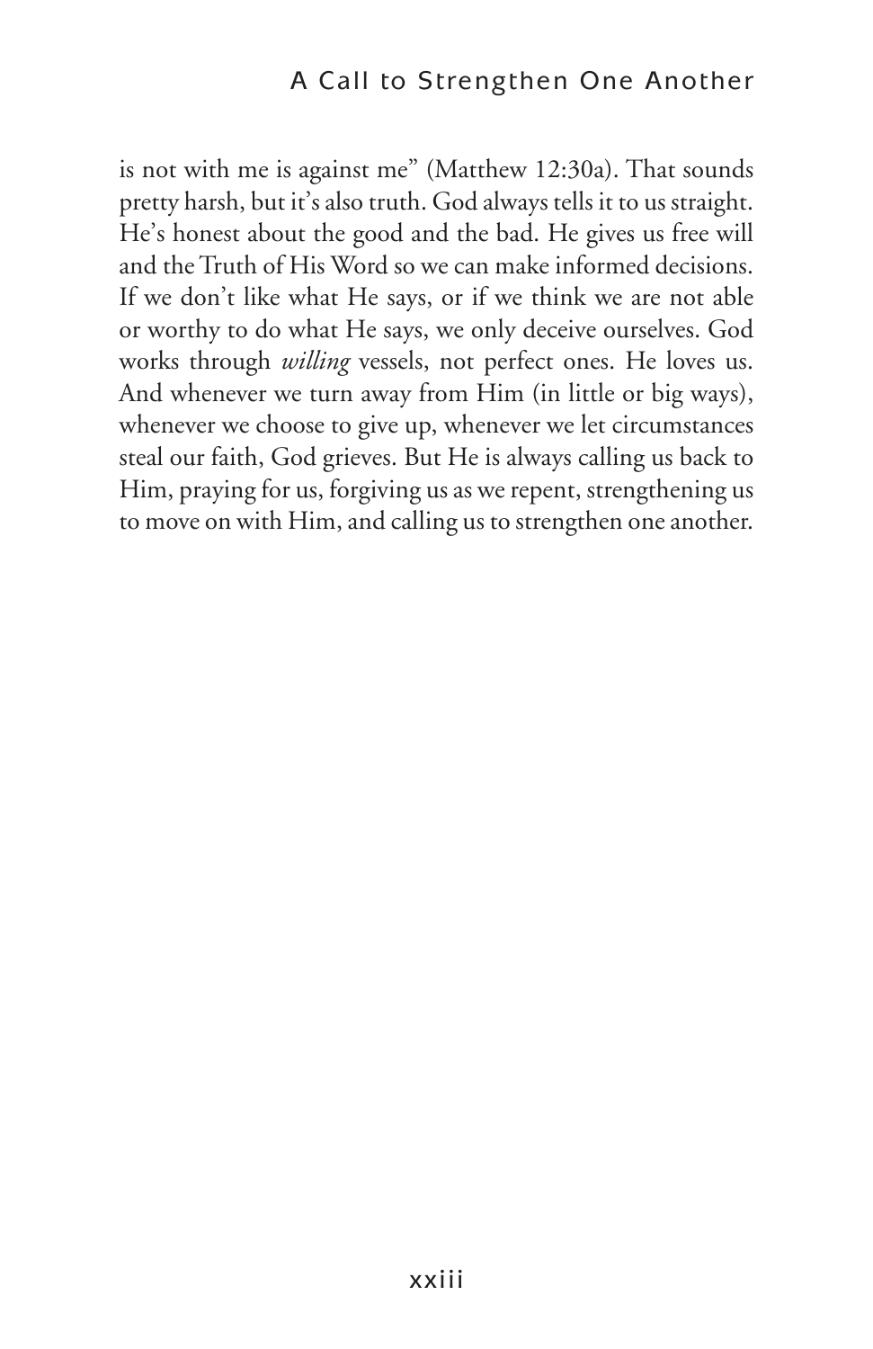is not with me is against me" (Matthew 12:30a). That sounds pretty harsh, but it's also truth. God always tells it to us straight. He's honest about the good and the bad. He gives us free will and the Truth of His Word so we can make informed decisions. If we don't like what He says, or if we think we are not able or worthy to do what He says, we only deceive ourselves. God works through *willing* vessels, not perfect ones. He loves us. And whenever we turn away from Him (in little or big ways), whenever we choose to give up, whenever we let circumstances steal our faith, God grieves. But He is always calling us back to Him, praying for us, forgiving us as we repent, strengthening us to move on with Him, and calling us to strengthen one another.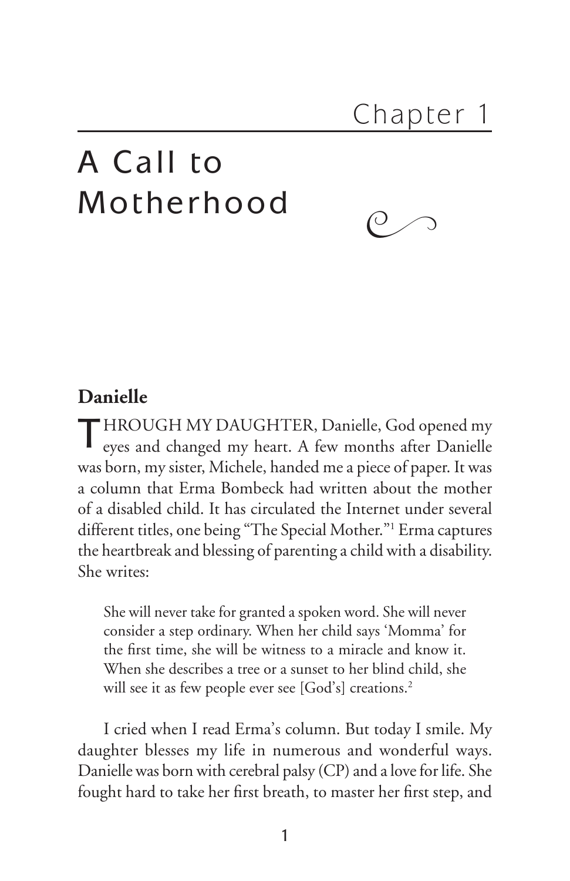# Chapter 1

# A Call to Motherhood

## Danielle

THROUGH MY DAUGHTER, Danielle, God opened my eyes and changed my heart. A few months after Danielle was born, my sister, Michele, handed me a piece of paper. It was a column that Erma Bombeck had written about the mother of a disabled child. It has circulated the Internet under several different titles, one being "The Special Mother."[1] Erma captures the heartbreak and blessing of parenting a child with a disability. She writes:

> She will never take for granted a spoken word. She will never consider a step ordinary. When her child says 'Momma' for the first time, she will be witness to a miracle and know it. When she describes a tree or a sunset to her blind child, she will see it as few people ever see [God's] creations.[2]

I cried when I read Erma's column. But today I smile. My daughter blesses my life in numerous and wonderful ways. Danielle was born with cerebral palsy (CP) and a love for life. She fought hard to take her first breath, to master her first step, and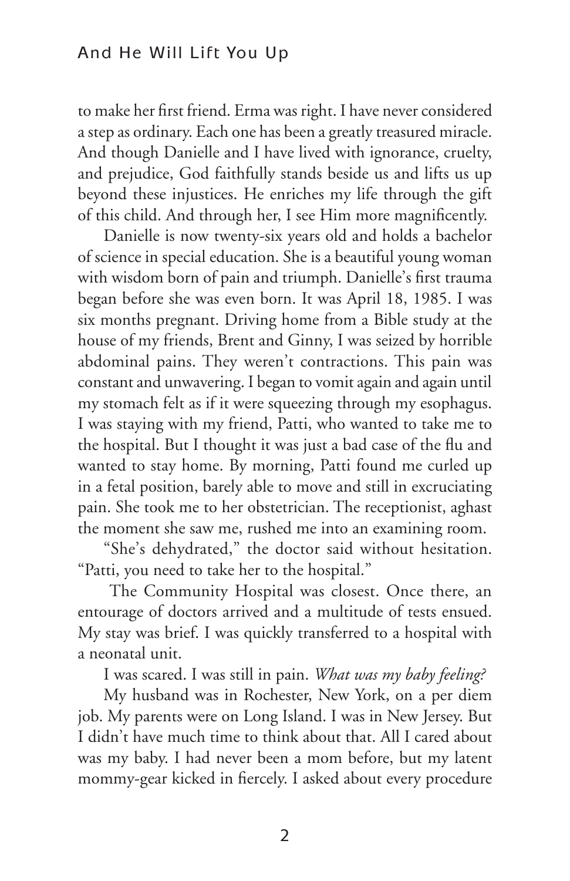to make her first friend. Erma was right. I have never considered a step as ordinary. Each one has been a greatly treasured miracle. And though Danielle and I have lived with ignorance, cruelty, and prejudice, God faithfully stands beside us and lifts us up beyond these injustices. He enriches my life through the gift of this child. And through her, I see Him more magnificently.

Danielle is now twenty-six years old and holds a bachelor of science in special education. She is a beautiful young woman with wisdom born of pain and triumph. Danielle's first trauma began before she was even born. It was April 18, 1985. I was six months pregnant. Driving home from a Bible study at the house of my friends, Brent and Ginny, I was seized by horrible abdominal pains. They weren't contractions. This pain was constant and unwavering. I began to vomit again and again until my stomach felt as if it were squeezing through my esophagus. I was staying with my friend, Patti, who wanted to take me to the hospital. But I thought it was just a bad case of the flu and wanted to stay home. By morning, Patti found me curled up in a fetal position, barely able to move and still in excruciating pain. She took me to her obstetrician. The receptionist, aghast the moment she saw me, rushed me into an examining room.

"She's dehydrated," the doctor said without hesitation. "Patti, you need to take her to the hospital."

The Community Hospital was closest. Once there, an entourage of doctors arrived and a multitude of tests ensued. My stay was brief. I was quickly transferred to a hospital with a neonatal unit.

I was scared. I was still in pain. *What was my baby feeling?*

My husband was in Rochester, New York, on a per diem job. My parents were on Long Island. I was in New Jersey. But I didn't have much time to think about that. All I cared about was my baby. I had never been a mom before, but my latent mommy-gear kicked in fiercely. I asked about every procedure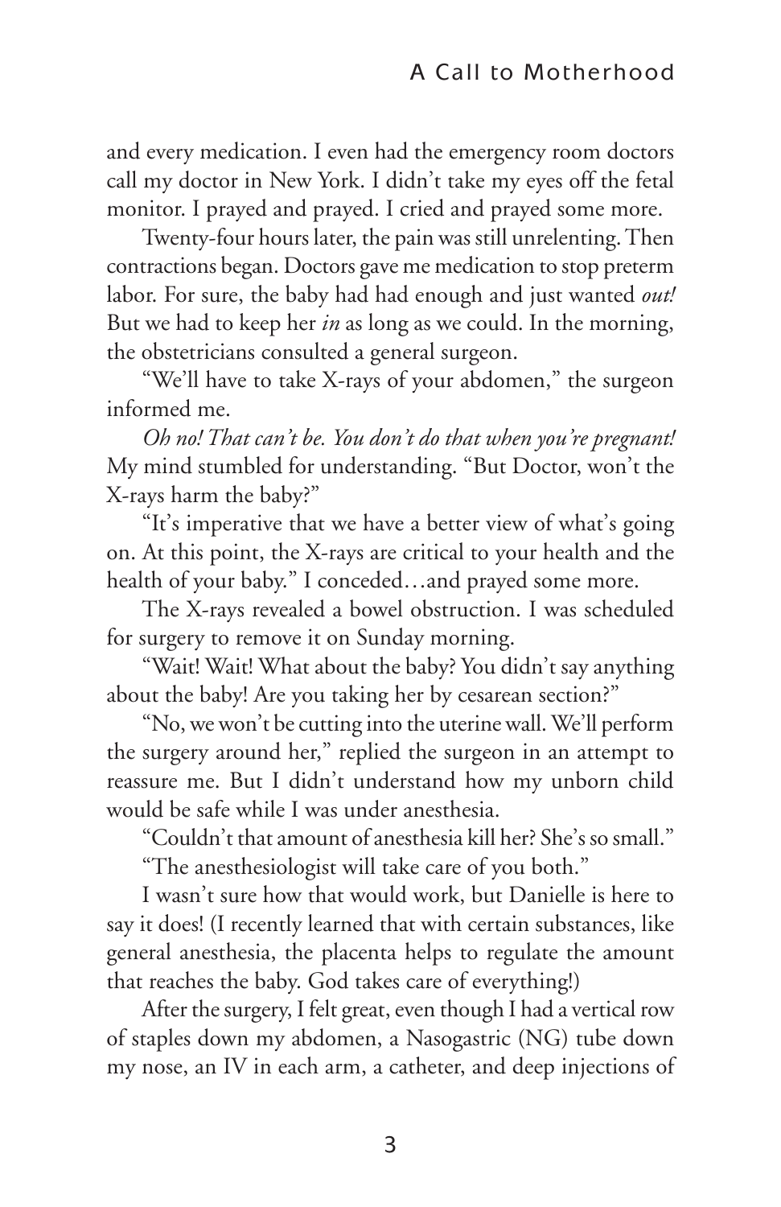and every medication. I even had the emergency room doctors call my doctor in New York. I didn't take my eyes off the fetal monitor. I prayed and prayed. I cried and prayed some more.

Twenty-four hours later, the pain was still unrelenting. Then contractions began. Doctors gave me medication to stop preterm labor. For sure, the baby had had enough and just wanted *out!* But we had to keep her *in* as long as we could. In the morning, the obstetricians consulted a general surgeon.

"We'll have to take X-rays of your abdomen," the surgeon informed me.

*Oh no! That can't be. You don't do that when you're pregnant!* My mind stumbled for understanding. "But Doctor, won't the X-rays harm the baby?"

"It's imperative that we have a better view of what's going on. At this point, the X-rays are critical to your health and the health of your baby." I conceded…and prayed some more.

The X-rays revealed a bowel obstruction. I was scheduled for surgery to remove it on Sunday morning.

"Wait! Wait! What about the baby? You didn't say anything about the baby! Are you taking her by cesarean section?"

"No, we won't be cutting into the uterine wall. We'll perform the surgery around her," replied the surgeon in an attempt to reassure me. But I didn't understand how my unborn child would be safe while I was under anesthesia.

"Couldn't that amount of anesthesia kill her? She's so small."

"The anesthesiologist will take care of you both."

I wasn't sure how that would work, but Danielle is here to say it does! (I recently learned that with certain substances, like general anesthesia, the placenta helps to regulate the amount that reaches the baby. God takes care of everything!)

After the surgery, I felt great, even though I had a vertical row of staples down my abdomen, a Nasogastric (NG) tube down my nose, an IV in each arm, a catheter, and deep injections of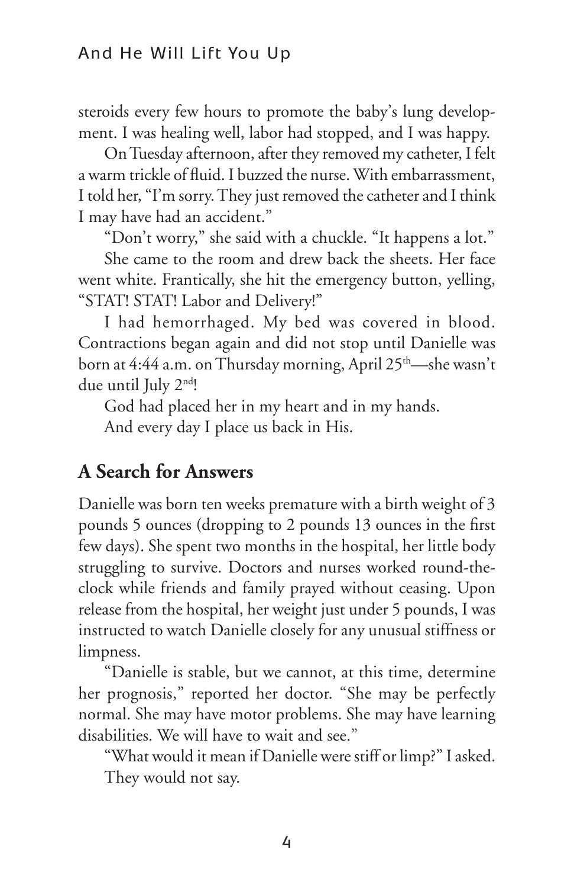steroids every few hours to promote the baby's lung development. I was healing well, labor had stopped, and I was happy.

On Tuesday afternoon, after they removed my catheter, I felt a warm trickle of fluid. I buzzed the nurse. With embarrassment, I told her, "I'm sorry. They just removed the catheter and I think I may have had an accident."

"Don't worry," she said with a chuckle. "It happens a lot."

She came to the room and drew back the sheets. Her face went white. Frantically, she hit the emergency button, yelling, "STAT! STAT! Labor and Delivery!"

I had hemorrhaged. My bed was covered in blood. Contractions began again and did not stop until Danielle was born at 4:44 a.m. on Thursday morning, April 25th—she wasn't due until July 2nd!

God had placed her in my heart and in my hands.

And every day I place us back in His.

## A Search for Answers

Danielle was born ten weeks premature with a birth weight of 3 pounds 5 ounces (dropping to 2 pounds 13 ounces in the first few days). She spent two months in the hospital, her little body struggling to survive. Doctors and nurses worked round-the-clock while friends and family prayed without ceasing. Upon release from the hospital, her weight just under 5 pounds, I was instructed to watch Danielle closely for any unusual stiffness or limpness.

"Danielle is stable, but we cannot, at this time, determine her prognosis," reported her doctor. "She may be perfectly normal. She may have motor problems. She may have learning disabilities. We will have to wait and see."

"What would it mean if Danielle were stiff or limp?" I asked.

They would not say.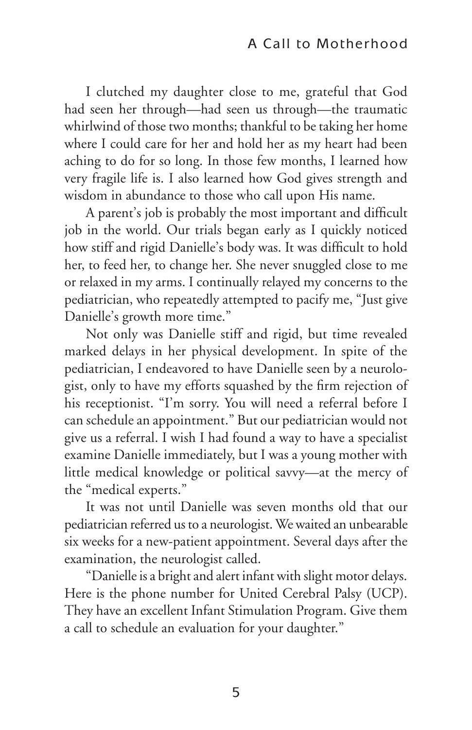I clutched my daughter close to me, grateful that God had seen her through—had seen us through—the traumatic whirlwind of those two months; thankful to be taking her home where I could care for her and hold her as my heart had been aching to do for so long. In those few months, I learned how very fragile life is. I also learned how God gives strength and wisdom in abundance to those who call upon His name.

A parent's job is probably the most important and difficult job in the world. Our trials began early as I quickly noticed how stiff and rigid Danielle's body was. It was difficult to hold her, to feed her, to change her. She never snuggled close to me or relaxed in my arms. I continually relayed my concerns to the pediatrician, who repeatedly attempted to pacify me, "Just give Danielle's growth more time."

Not only was Danielle stiff and rigid, but time revealed marked delays in her physical development. In spite of the pediatrician, I endeavored to have Danielle seen by a neurologist, only to have my efforts squashed by the firm rejection of his receptionist. "I'm sorry. You will need a referral before I can schedule an appointment." But our pediatrician would not give us a referral. I wish I had found a way to have a specialist examine Danielle immediately, but I was a young mother with little medical knowledge or political savvy—at the mercy of the "medical experts."

It was not until Danielle was seven months old that our pediatrician referred us to a neurologist. We waited an unbearable six weeks for a new-patient appointment. Several days after the examination, the neurologist called.

"Danielle is a bright and alert infant with slight motor delays. Here is the phone number for United Cerebral Palsy (UCP). They have an excellent Infant Stimulation Program. Give them a call to schedule an evaluation for your daughter."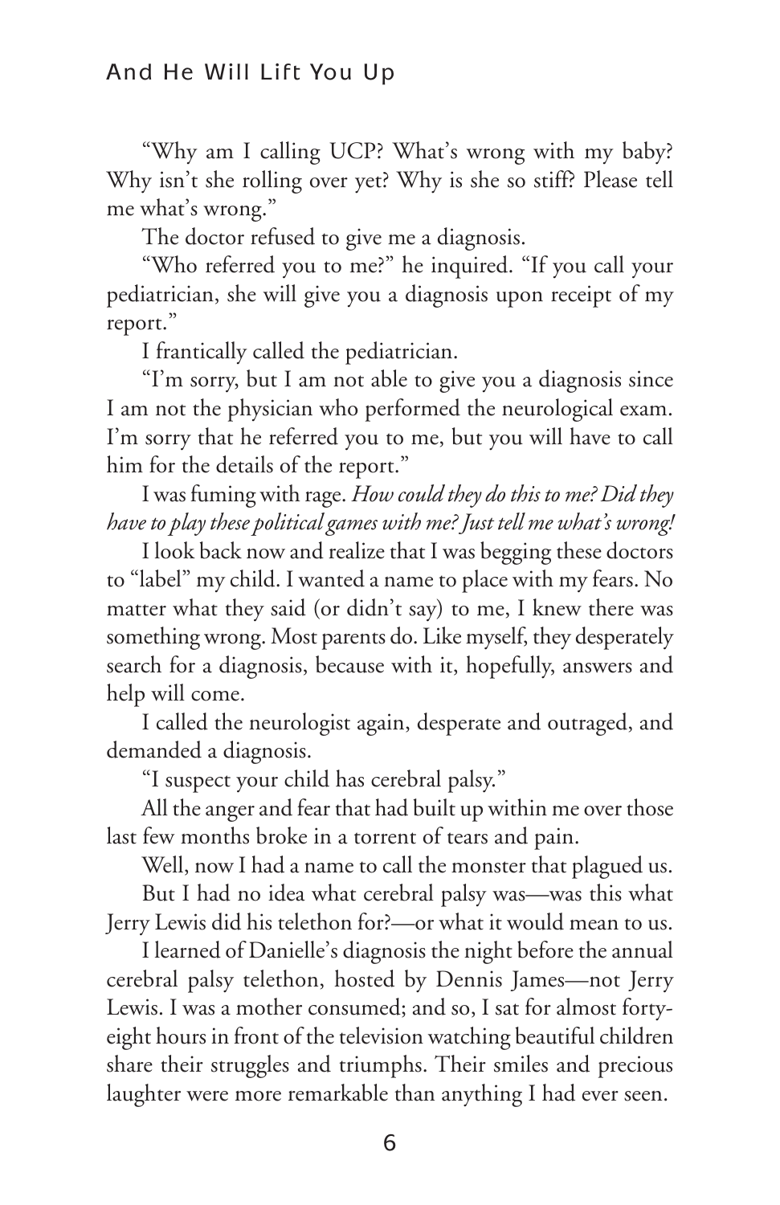"Why am I calling UCP? What's wrong with my baby? Why isn't she rolling over yet? Why is she so stiff? Please tell me what's wrong."

The doctor refused to give me a diagnosis.

"Who referred you to me?" he inquired. "If you call your pediatrician, she will give you a diagnosis upon receipt of my report."

I frantically called the pediatrician.

"I'm sorry, but I am not able to give you a diagnosis since I am not the physician who performed the neurological exam. I'm sorry that he referred you to me, but you will have to call him for the details of the report."

I was fuming with rage. *How could they do this to me? Did they have to play these political games with me? Just tell me what's wrong!*

I look back now and realize that I was begging these doctors to "label" my child. I wanted a name to place with my fears. No matter what they said (or didn't say) to me, I knew there was something wrong. Most parents do. Like myself, they desperately search for a diagnosis, because with it, hopefully, answers and help will come.

I called the neurologist again, desperate and outraged, and demanded a diagnosis.

"I suspect your child has cerebral palsy."

All the anger and fear that had built up within me over those last few months broke in a torrent of tears and pain.

Well, now I had a name to call the monster that plagued us.

But I had no idea what cerebral palsy was—was this what Jerry Lewis did his telethon for?—or what it would mean to us.

I learned of Danielle's diagnosis the night before the annual cerebral palsy telethon, hosted by Dennis James—not Jerry Lewis. I was a mother consumed; and so, I sat for almost forty-eight hours in front of the television watching beautiful children share their struggles and triumphs. Their smiles and precious laughter were more remarkable than anything I had ever seen.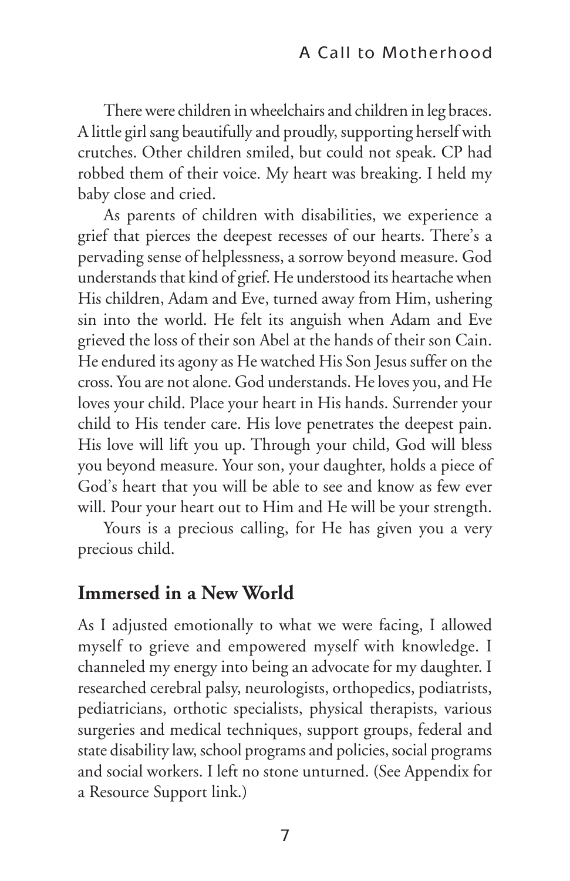There were children in wheelchairs and children in leg braces. A little girl sang beautifully and proudly, supporting herself with crutches. Other children smiled, but could not speak. CP had robbed them of their voice. My heart was breaking. I held my baby close and cried.

As parents of children with disabilities, we experience a grief that pierces the deepest recesses of our hearts. There's a pervading sense of helplessness, a sorrow beyond measure. God understands that kind of grief. He understood its heartache when His children, Adam and Eve, turned away from Him, ushering sin into the world. He felt its anguish when Adam and Eve grieved the loss of their son Abel at the hands of their son Cain. He endured its agony as He watched His Son Jesus suffer on the cross. You are not alone. God understands. He loves you, and He loves your child. Place your heart in His hands. Surrender your child to His tender care. His love penetrates the deepest pain. His love will lift you up. Through your child, God will bless you beyond measure. Your son, your daughter, holds a piece of God's heart that you will be able to see and know as few ever will. Pour your heart out to Him and He will be your strength.

Yours is a precious calling, for He has given you a very precious child.

## Immersed in a New World

As I adjusted emotionally to what we were facing, I allowed myself to grieve and empowered myself with knowledge. I channeled my energy into being an advocate for my daughter. I researched cerebral palsy, neurologists, orthopedics, podiatrists, pediatricians, orthotic specialists, physical therapists, various surgeries and medical techniques, support groups, federal and state disability law, school programs and policies, social programs and social workers. I left no stone unturned. (See Appendix for a Resource Support link.)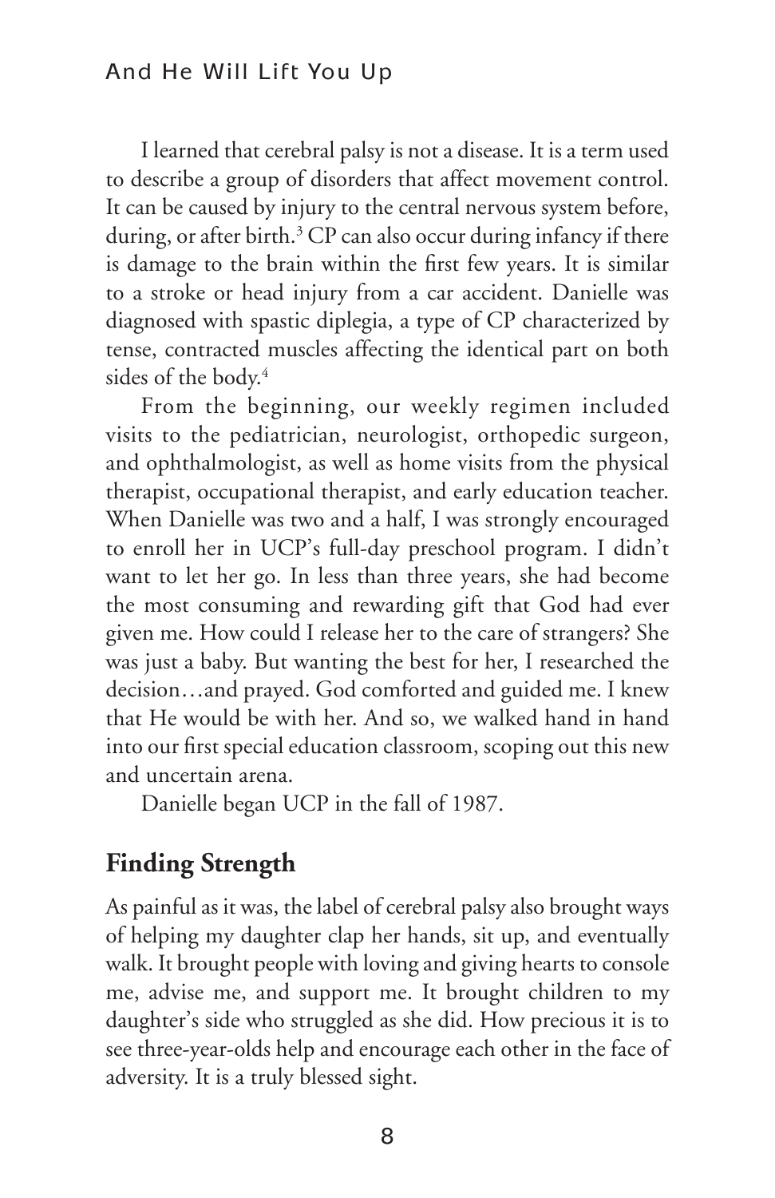I learned that cerebral palsy is not a disease. It is a term used to describe a group of disorders that affect movement control. It can be caused by injury to the central nervous system before, during, or after birth.[3] CP can also occur during infancy if there is damage to the brain within the first few years. It is similar to a stroke or head injury from a car accident. Danielle was diagnosed with spastic diplegia, a type of CP characterized by tense, contracted muscles affecting the identical part on both sides of the body.[4]

From the beginning, our weekly regimen included visits to the pediatrician, neurologist, orthopedic surgeon, and ophthalmologist, as well as home visits from the physical therapist, occupational therapist, and early education teacher. When Danielle was two and a half, I was strongly encouraged to enroll her in UCP's full-day preschool program. I didn't want to let her go. In less than three years, she had become the most consuming and rewarding gift that God had ever given me. How could I release her to the care of strangers? She was just a baby. But wanting the best for her, I researched the decision…and prayed. God comforted and guided me. I knew that He would be with her. And so, we walked hand in hand into our first special education classroom, scoping out this new and uncertain arena.

Danielle began UCP in the fall of 1987.

## Finding Strength

As painful as it was, the label of cerebral palsy also brought ways of helping my daughter clap her hands, sit up, and eventually walk. It brought people with loving and giving hearts to console me, advise me, and support me. It brought children to my daughter's side who struggled as she did. How precious it is to see three-year-olds help and encourage each other in the face of adversity. It is a truly blessed sight.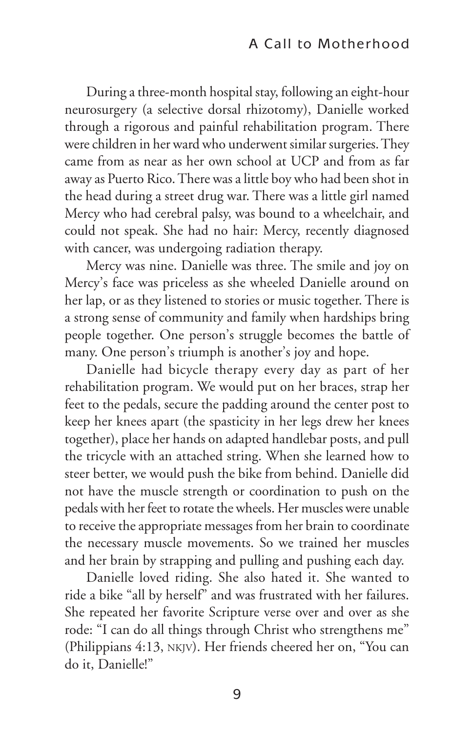During a three-month hospital stay, following an eight-hour neurosurgery (a selective dorsal rhizotomy), Danielle worked through a rigorous and painful rehabilitation program. There were children in her ward who underwent similar surgeries. They came from as near as her own school at UCP and from as far away as Puerto Rico. There was a little boy who had been shot in the head during a street drug war. There was a little girl named Mercy who had cerebral palsy, was bound to a wheelchair, and could not speak. She had no hair: Mercy, recently diagnosed with cancer, was undergoing radiation therapy.

Mercy was nine. Danielle was three. The smile and joy on Mercy's face was priceless as she wheeled Danielle around on her lap, or as they listened to stories or music together. There is a strong sense of community and family when hardships bring people together. One person's struggle becomes the battle of many. One person's triumph is another's joy and hope.

Danielle had bicycle therapy every day as part of her rehabilitation program. We would put on her braces, strap her feet to the pedals, secure the padding around the center post to keep her knees apart (the spasticity in her legs drew her knees together), place her hands on adapted handlebar posts, and pull the tricycle with an attached string. When she learned how to steer better, we would push the bike from behind. Danielle did not have the muscle strength or coordination to push on the pedals with her feet to rotate the wheels. Her muscles were unable to receive the appropriate messages from her brain to coordinate the necessary muscle movements. So we trained her muscles and her brain by strapping and pulling and pushing each day.

Danielle loved riding. She also hated it. She wanted to ride a bike "all by herself" and was frustrated with her failures. She repeated her favorite Scripture verse over and over as she rode: "I can do all things through Christ who strengthens me" (Philippians 4:13, NKJV). Her friends cheered her on, "You can do it, Danielle!"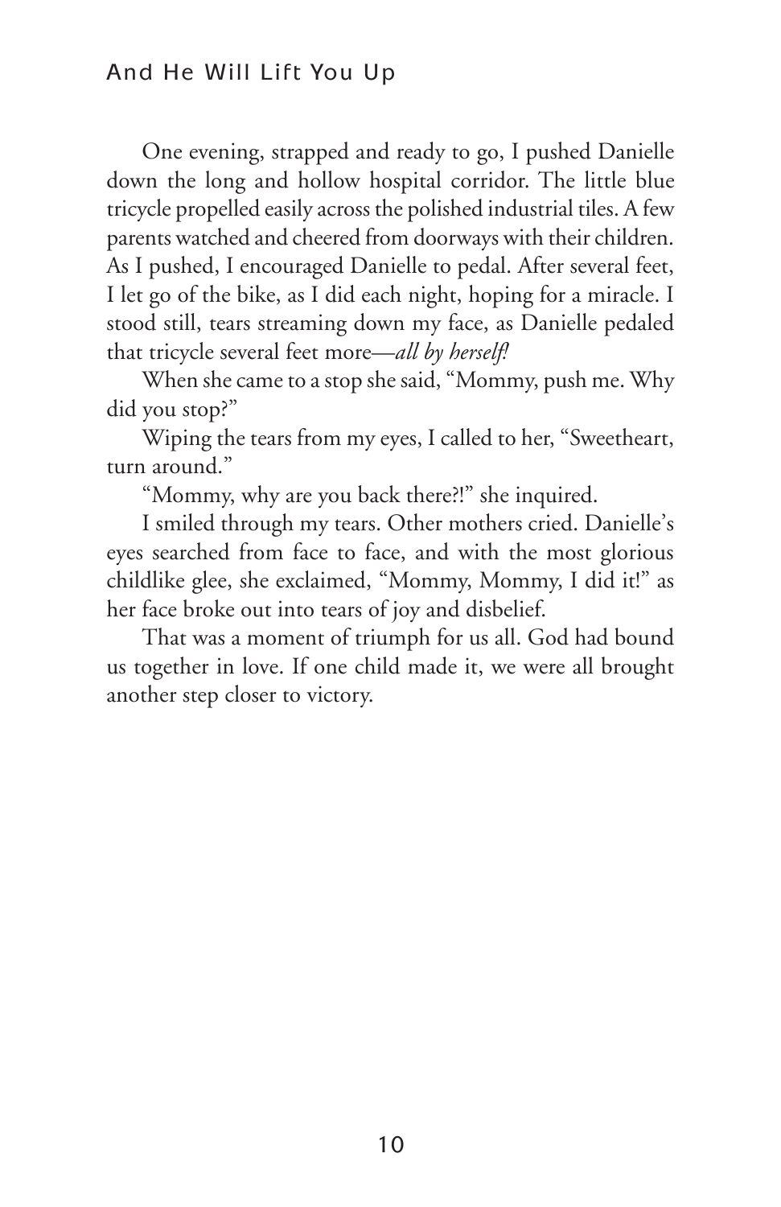One evening, strapped and ready to go, I pushed Danielle down the long and hollow hospital corridor. The little blue tricycle propelled easily across the polished industrial tiles. A few parents watched and cheered from doorways with their children. As I pushed, I encouraged Danielle to pedal. After several feet, I let go of the bike, as I did each night, hoping for a miracle. I stood still, tears streaming down my face, as Danielle pedaled that tricycle several feet more—*all by herself!*

When she came to a stop she said, "Mommy, push me. Why did you stop?"

Wiping the tears from my eyes, I called to her, "Sweetheart, turn around."

"Mommy, why are you back there?!" she inquired.

I smiled through my tears. Other mothers cried. Danielle's eyes searched from face to face, and with the most glorious childlike glee, she exclaimed, "Mommy, Mommy, I did it!" as her face broke out into tears of joy and disbelief.

That was a moment of triumph for us all. God had bound us together in love. If one child made it, we were all brought another step closer to victory.